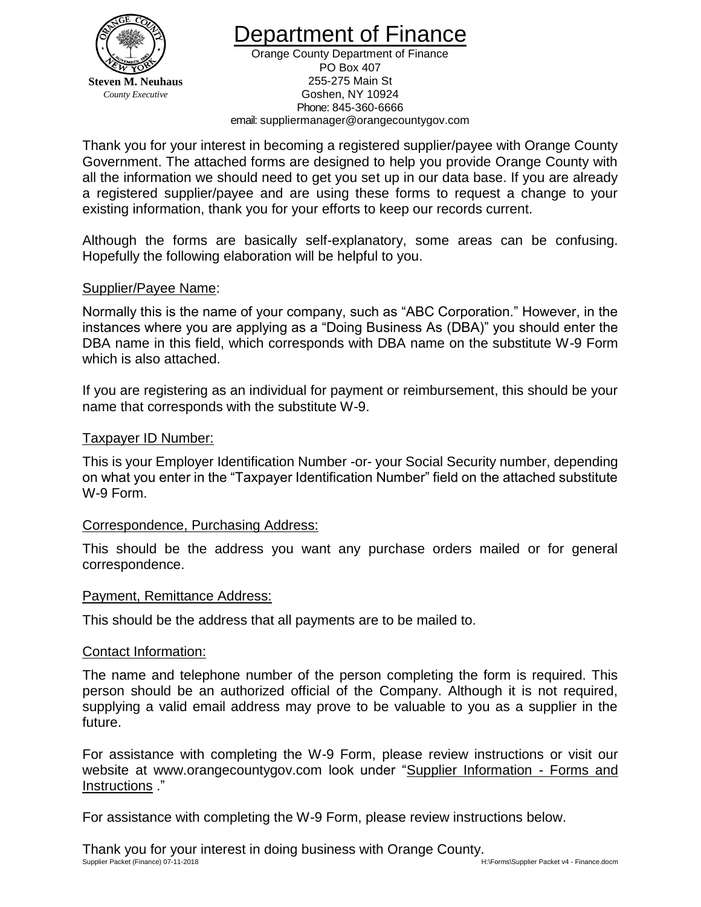**Steven M. Neuhaus**
*County Executive*

# Department of Finance

Orange County Department of Finance
PO Box 407
255-275 Main St
Goshen, NY 10924
Phone: 845-360-6666
email: suppliermanager@orangecountygov.com

Thank you for your interest in becoming a registered supplier/payee with Orange County Government. The attached forms are designed to help you provide Orange County with all the information we should need to get you set up in our data base. If you are already a registered supplier/payee and are using these forms to request a change to your existing information, thank you for your efforts to keep our records current.

Although the forms are basically self-explanatory, some areas can be confusing. Hopefully the following elaboration will be helpful to you.

## Supplier/Payee Name:

Normally this is the name of your company, such as "ABC Corporation." However, in the instances where you are applying as a "Doing Business As (DBA)" you should enter the DBA name in this field, which corresponds with DBA name on the substitute W-9 Form which is also attached.

If you are registering as an individual for payment or reimbursement, this should be your name that corresponds with the substitute W-9.

## Taxpayer ID Number:

This is your Employer Identification Number -or- your Social Security number, depending on what you enter in the "Taxpayer Identification Number" field on the attached substitute W-9 Form.

## Correspondence, Purchasing Address:

This should be the address you want any purchase orders mailed or for general correspondence.

## Payment, Remittance Address:

This should be the address that all payments are to be mailed to.

## Contact Information:

The name and telephone number of the person completing the form is required. This person should be an authorized official of the Company. Although it is not required, supplying a valid email address may prove to be valuable to you as a supplier in the future.

For assistance with completing the W-9 Form, please review instructions or visit our website at www.orangecountygov.com look under "Supplier Information - Forms and Instructions ."

For assistance with completing the W-9 Form, please review instructions below.

Thank you for your interest in doing business with Orange County.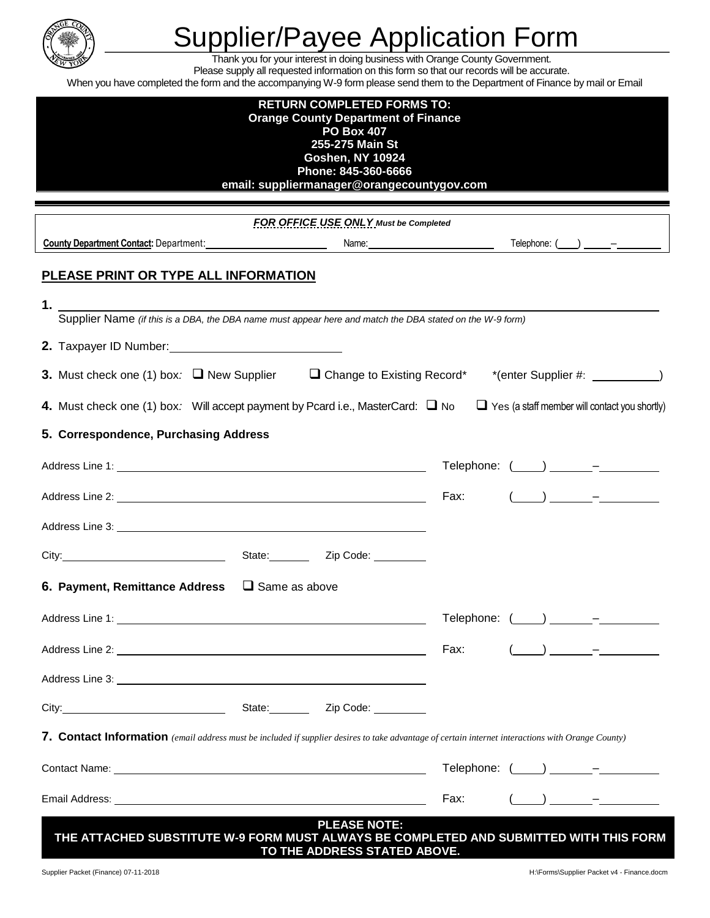# Supplier/Payee Application Form

Thank you for your interest in doing business with Orange County Government.
Please supply all requested information on this form so that our records will be accurate.
When you have completed the form and the accompanying W-9 form please send them to the Department of Finance by mail or Email

**RETURN COMPLETED FORMS TO:**
**Orange County Department of Finance**
**PO Box 407**
**255-275 Main St**
**Goshen, NY 10924**
**Phone: 845-360-6666**
**email: suppliermanager@orangecountygov.com**

***FOR OFFICE USE ONLY** Must be Completed*

**County Department Contact:** Department: ____________________ Name: ____________________ Telephone: (___) _____–________

## PLEASE PRINT OR TYPE ALL INFORMATION

**1.** ____________________________________________________________
Supplier Name *(if this is a DBA, the DBA name must appear here and match the DBA stated on the W-9 form)*

**2.** Taxpayer ID Number: ________________________

**3.** Must check one (1) box*:* ❑ New Supplier ❑ Change to Existing Record* *(enter Supplier #: __________)

**4.** Must check one (1) box*:* Will accept payment by Pcard i.e., MasterCard: ❑ No ❑ Yes (a staff member will contact you shortly)

**5. Correspondence, Purchasing Address**

Address Line 1: ________________________________________ Telephone: (____) ______–_________

Address Line 2: ________________________________________ Fax: (____) ______–_________

Address Line 3: ________________________________________

City: ______________________ State: _______ Zip Code: ________

**6. Payment, Remittance Address** ❑ Same as above

Address Line 1: ________________________________________ Telephone: (____) ______–_________

Address Line 2: ________________________________________ Fax: (____) ______–_________

Address Line 3: ________________________________________

City: ______________________ State: _______ Zip Code: ________

**7. Contact Information** *(email address must be included if supplier desires to take advantage of certain internet interactions with Orange County)*

Contact Name: ________________________________________ Telephone: (____) ______–_________

Email Address: ________________________________________ Fax: (____) ______–_________

**PLEASE NOTE:**
**THE ATTACHED SUBSTITUTE W-9 FORM MUST ALWAYS BE COMPLETED AND SUBMITTED WITH THIS FORM TO THE ADDRESS STATED ABOVE.**

Supplier Packet (Finance) 07-11-2018 H:\Forms\Supplier Packet v4 - Finance.docm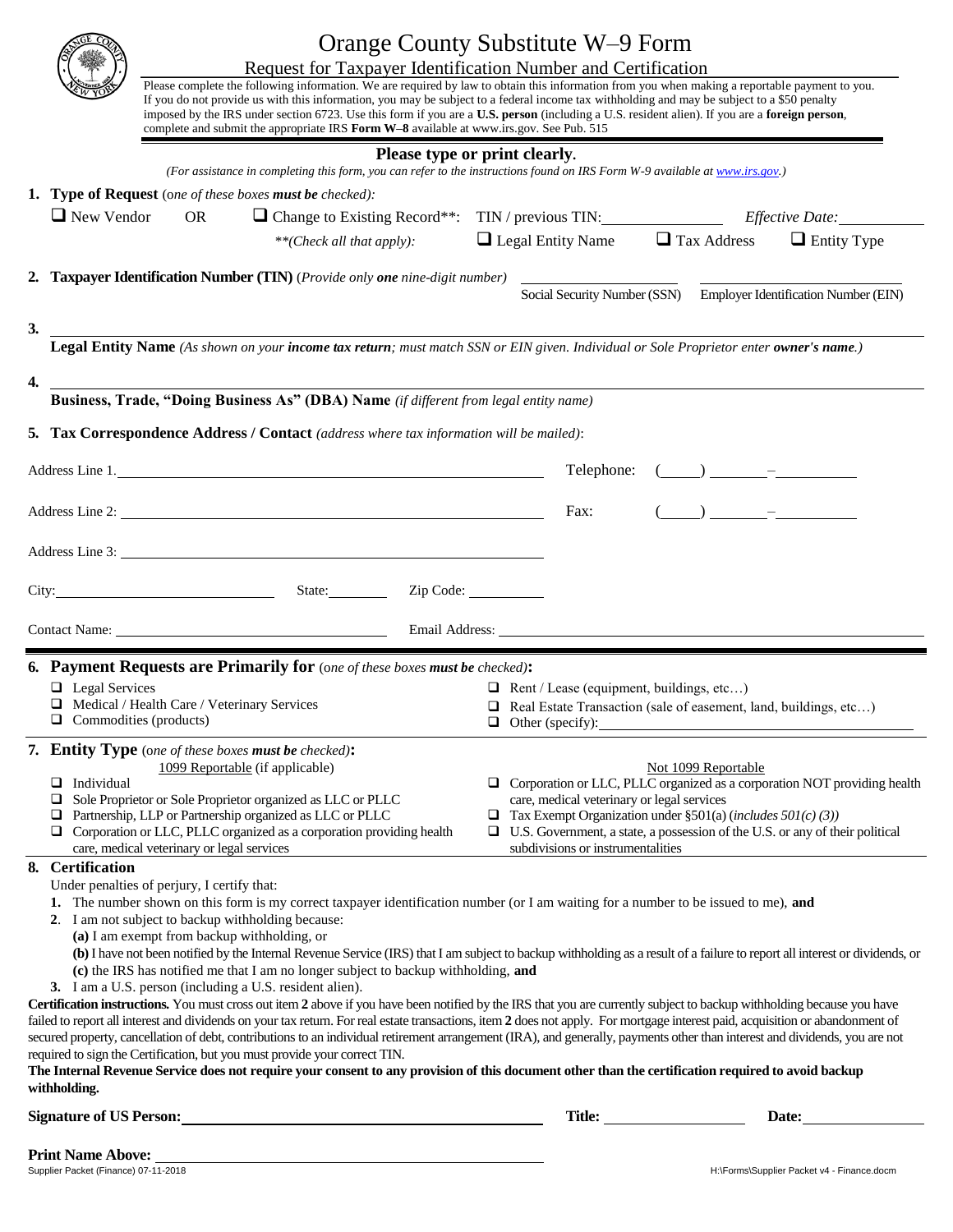# Orange County Substitute W–9 Form

## Request for Taxpayer Identification Number and Certification

Please complete the following information. We are required by law to obtain this information from you when making a reportable payment to you. If you do not provide us with this information, you may be subject to a federal income tax withholding and may be subject to a $50 penalty imposed by the IRS under section 6723. Use this form if you are a **U.S. person** (including a U.S. resident alien). If you are a **foreign person**, complete and submit the appropriate IRS **Form W–8** available at www.irs.gov. See Pub. 515

**Please type or print clearly.**

*(For assistance in completing this form, you can refer to the instructions found on IRS Form W-9 available at www.irs.gov.)*

**1. Type of Request** (*one of these boxes **must be** checked*):

❑ New Vendor OR ❑ Change to Existing Record**: TIN / previous TIN: ____________ *Effective Date:* ____________

***(Check all that apply)*: ❑ Legal Entity Name ❑ Tax Address ❑ Entity Type

**2. Taxpayer Identification Number (TIN)** (*Provide only **one** nine-digit number*)

____________ Social Security Number (SSN) ____________ Employer Identification Number (EIN)

**3.** ______________________________________________

**Legal Entity Name** *(As shown on your **income tax return**; must match SSN or EIN given. Individual or Sole Proprietor enter **owner's name**.)*

**4.** ______________________________________________

**Business, Trade, "Doing Business As" (DBA) Name** *(if different from legal entity name)*

**5. Tax Correspondence Address / Contact** *(address where tax information will be mailed)*:

Address Line 1. ______________________________ Telephone: (____) ______–________

Address Line 2: ______________________________ Fax: (____) ______–________

Address Line 3: ______________________________

City: ____________ State: ________ Zip Code: ________

Contact Name: ____________________ Email Address: ____________________

**6. Payment Requests are Primarily for** (*one of these boxes **must be** checked*)**:**

- ❑ Legal Services
- ❑ Medical / Health Care / Veterinary Services
- ❑ Commodities (products)
- ❑ Rent / Lease (equipment, buildings, etc…)
- ❑ Real Estate Transaction (sale of easement, land, buildings, etc…)
- ❑ Other (specify): ____________________

**7. Entity Type** (*one of these boxes **must be** checked*)**:**

1099 Reportable (if applicable)

- ❑ Individual
- ❑ Sole Proprietor or Sole Proprietor organized as LLC or PLLC
- ❑ Partnership, LLP or Partnership organized as LLC or PLLC
- ❑ Corporation or LLC, PLLC organized as a corporation providing health care, medical veterinary or legal services

Not 1099 Reportable

- ❑ Corporation or LLC, PLLC organized as a corporation NOT providing health care, medical veterinary or legal services
- ❑ Tax Exempt Organization under §501(a) (*includes 501(c) (3)*)
- ❑ U.S. Government, a state, a possession of the U.S. or any of their political subdivisions or instrumentalities

**8. Certification**

Under penalties of perjury, I certify that:

1. The number shown on this form is my correct taxpayer identification number (or I am waiting for a number to be issued to me), **and**
2. I am not subject to backup withholding because:
   **(a)** I am exempt from backup withholding, or
   **(b)** I have not been notified by the Internal Revenue Service (IRS) that I am subject to backup withholding as a result of a failure to report all interest or dividends, or
   **(c)** the IRS has notified me that I am no longer subject to backup withholding, **and**
3. I am a U.S. person (including a U.S. resident alien).

**Certification instructions.** You must cross out item **2** above if you have been notified by the IRS that you are currently subject to backup withholding because you have failed to report all interest and dividends on your tax return. For real estate transactions, item **2** does not apply. For mortgage interest paid, acquisition or abandonment of secured property, cancellation of debt, contributions to an individual retirement arrangement (IRA), and generally, payments other than interest and dividends, you are not required to sign the Certification, but you must provide your correct TIN.

**The Internal Revenue Service does not require your consent to any provision of this document other than the certification required to avoid backup withholding.**

**Signature of US Person:** ______________________ **Title:** ____________ **Date:** ____________

**Print Name Above:** ______________________

Supplier Packet (Finance) 07-11-2018 H:\Forms\Supplier Packet v4 - Finance.docm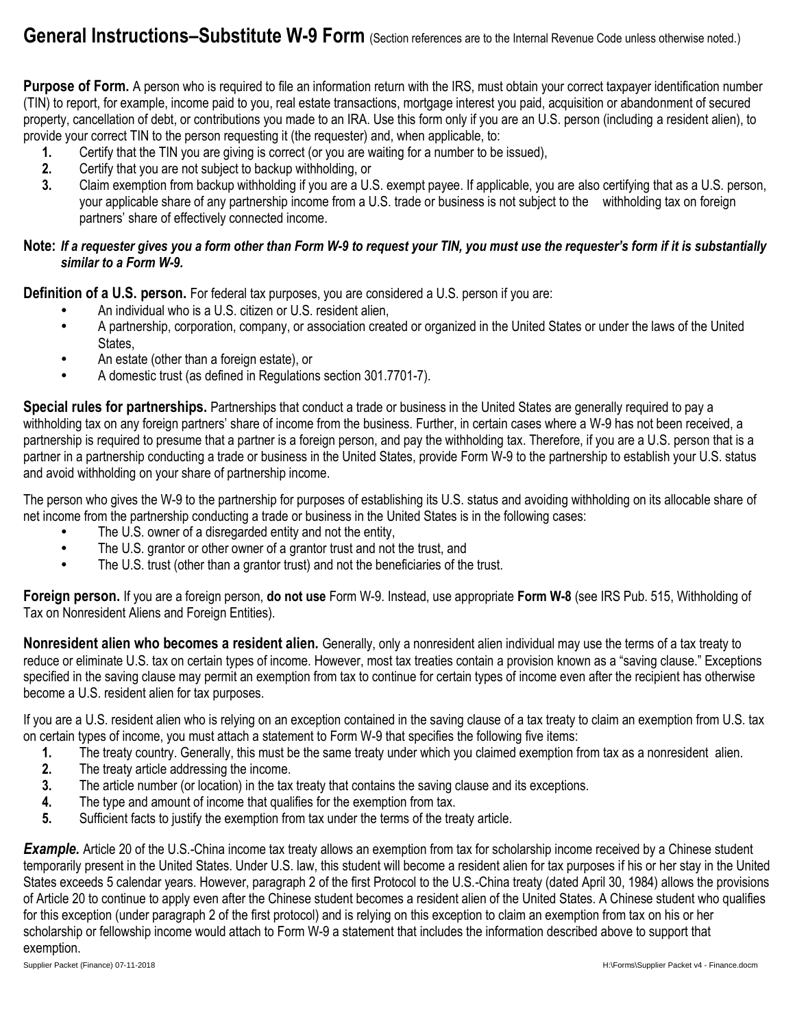# General Instructions–Substitute W-9 Form (Section references are to the Internal Revenue Code unless otherwise noted.)

**Purpose of Form.** A person who is required to file an information return with the IRS, must obtain your correct taxpayer identification number (TIN) to report, for example, income paid to you, real estate transactions, mortgage interest you paid, acquisition or abandonment of secured property, cancellation of debt, or contributions you made to an IRA. Use this form only if you are an U.S. person (including a resident alien), to provide your correct TIN to the person requesting it (the requester) and, when applicable, to:

1. Certify that the TIN you are giving is correct (or you are waiting for a number to be issued),
2. Certify that you are not subject to backup withholding, or
3. Claim exemption from backup withholding if you are a U.S. exempt payee. If applicable, you are also certifying that as a U.S. person, your applicable share of any partnership income from a U.S. trade or business is not subject to the withholding tax on foreign partners' share of effectively connected income.

**Note:** ***If a requester gives you a form other than Form W-9 to request your TIN, you must use the requester's form if it is substantially similar to a Form W-9.***

**Definition of a U.S. person.** For federal tax purposes, you are considered a U.S. person if you are:

- An individual who is a U.S. citizen or U.S. resident alien,
- A partnership, corporation, company, or association created or organized in the United States or under the laws of the United States,
- An estate (other than a foreign estate), or
- A domestic trust (as defined in Regulations section 301.7701-7).

**Special rules for partnerships.** Partnerships that conduct a trade or business in the United States are generally required to pay a withholding tax on any foreign partners' share of income from the business. Further, in certain cases where a W-9 has not been received, a partnership is required to presume that a partner is a foreign person, and pay the withholding tax. Therefore, if you are a U.S. person that is a partner in a partnership conducting a trade or business in the United States, provide Form W-9 to the partnership to establish your U.S. status and avoid withholding on your share of partnership income.

The person who gives the W-9 to the partnership for purposes of establishing its U.S. status and avoiding withholding on its allocable share of net income from the partnership conducting a trade or business in the United States is in the following cases:

- The U.S. owner of a disregarded entity and not the entity,
- The U.S. grantor or other owner of a grantor trust and not the trust, and
- The U.S. trust (other than a grantor trust) and not the beneficiaries of the trust.

**Foreign person.** If you are a foreign person, **do not use** Form W-9. Instead, use appropriate **Form W-8** (see IRS Pub. 515, Withholding of Tax on Nonresident Aliens and Foreign Entities).

**Nonresident alien who becomes a resident alien.** Generally, only a nonresident alien individual may use the terms of a tax treaty to reduce or eliminate U.S. tax on certain types of income. However, most tax treaties contain a provision known as a "saving clause." Exceptions specified in the saving clause may permit an exemption from tax to continue for certain types of income even after the recipient has otherwise become a U.S. resident alien for tax purposes.

If you are a U.S. resident alien who is relying on an exception contained in the saving clause of a tax treaty to claim an exemption from U.S. tax on certain types of income, you must attach a statement to Form W-9 that specifies the following five items:

1. The treaty country. Generally, this must be the same treaty under which you claimed exemption from tax as a nonresident alien.
2. The treaty article addressing the income.
3. The article number (or location) in the tax treaty that contains the saving clause and its exceptions.
4. The type and amount of income that qualifies for the exemption from tax.
5. Sufficient facts to justify the exemption from tax under the terms of the treaty article.

***Example.*** Article 20 of the U.S.-China income tax treaty allows an exemption from tax for scholarship income received by a Chinese student temporarily present in the United States. Under U.S. law, this student will become a resident alien for tax purposes if his or her stay in the United States exceeds 5 calendar years. However, paragraph 2 of the first Protocol to the U.S.-China treaty (dated April 30, 1984) allows the provisions of Article 20 to continue to apply even after the Chinese student becomes a resident alien of the United States. A Chinese student who qualifies for this exception (under paragraph 2 of the first protocol) and is relying on this exception to claim an exemption from tax on his or her scholarship or fellowship income would attach to Form W-9 a statement that includes the information described above to support that exemption.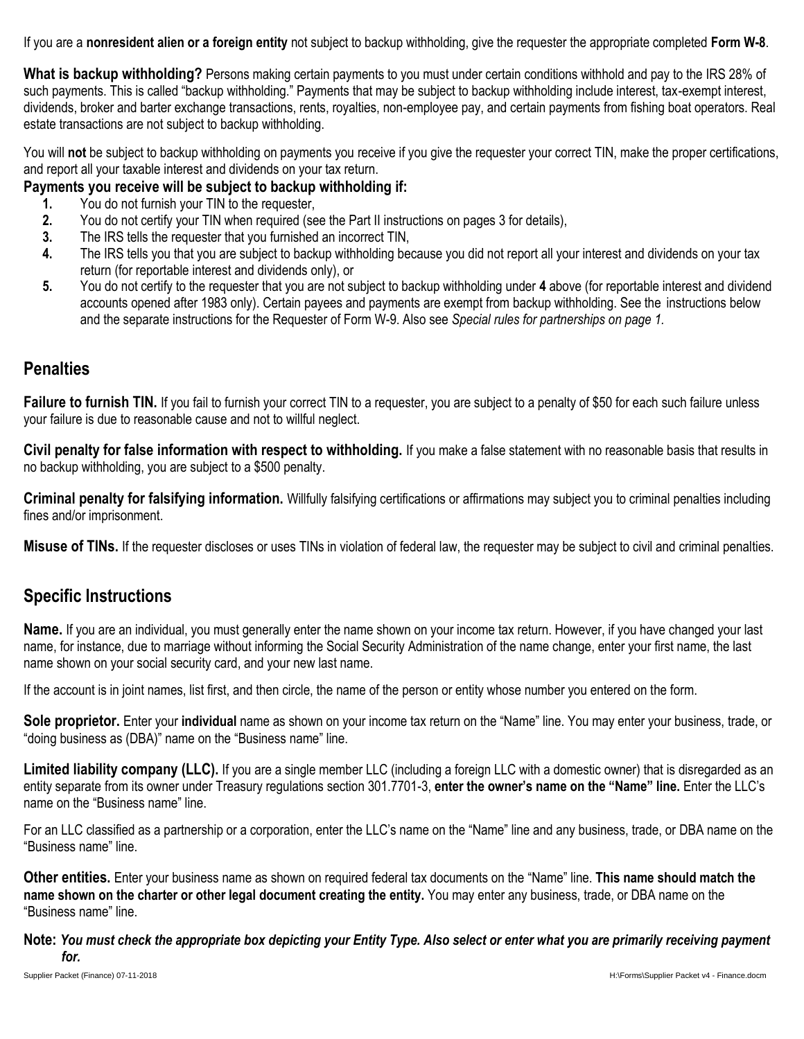If you are a **nonresident alien or a foreign entity** not subject to backup withholding, give the requester the appropriate completed **Form W-8**.

**What is backup withholding?** Persons making certain payments to you must under certain conditions withhold and pay to the IRS 28% of such payments. This is called "backup withholding." Payments that may be subject to backup withholding include interest, tax-exempt interest, dividends, broker and barter exchange transactions, rents, royalties, non-employee pay, and certain payments from fishing boat operators. Real estate transactions are not subject to backup withholding.

You will **not** be subject to backup withholding on payments you receive if you give the requester your correct TIN, make the proper certifications, and report all your taxable interest and dividends on your tax return.

**Payments you receive will be subject to backup withholding if:**

1. You do not furnish your TIN to the requester,
2. You do not certify your TIN when required (see the Part II instructions on pages 3 for details),
3. The IRS tells the requester that you furnished an incorrect TIN,
4. The IRS tells you that you are subject to backup withholding because you did not report all your interest and dividends on your tax return (for reportable interest and dividends only), or
5. You do not certify to the requester that you are not subject to backup withholding under **4** above (for reportable interest and dividend accounts opened after 1983 only). Certain payees and payments are exempt from backup withholding. See the instructions below and the separate instructions for the Requester of Form W-9. Also see *Special rules for partnerships on page 1.*

## Penalties

**Failure to furnish TIN.** If you fail to furnish your correct TIN to a requester, you are subject to a penalty of $50 for each such failure unless your failure is due to reasonable cause and not to willful neglect.

**Civil penalty for false information with respect to withholding.** If you make a false statement with no reasonable basis that results in no backup withholding, you are subject to a $500 penalty.

**Criminal penalty for falsifying information.** Willfully falsifying certifications or affirmations may subject you to criminal penalties including fines and/or imprisonment.

**Misuse of TINs.** If the requester discloses or uses TINs in violation of federal law, the requester may be subject to civil and criminal penalties.

## Specific Instructions

**Name.** If you are an individual, you must generally enter the name shown on your income tax return. However, if you have changed your last name, for instance, due to marriage without informing the Social Security Administration of the name change, enter your first name, the last name shown on your social security card, and your new last name.

If the account is in joint names, list first, and then circle, the name of the person or entity whose number you entered on the form.

**Sole proprietor.** Enter your **individual** name as shown on your income tax return on the "Name" line. You may enter your business, trade, or "doing business as (DBA)" name on the "Business name" line.

**Limited liability company (LLC).** If you are a single member LLC (including a foreign LLC with a domestic owner) that is disregarded as an entity separate from its owner under Treasury regulations section 301.7701-3, **enter the owner's name on the "Name" line.** Enter the LLC's name on the "Business name" line.

For an LLC classified as a partnership or a corporation, enter the LLC's name on the "Name" line and any business, trade, or DBA name on the "Business name" line.

**Other entities.** Enter your business name as shown on required federal tax documents on the "Name" line. **This name should match the name shown on the charter or other legal document creating the entity.** You may enter any business, trade, or DBA name on the "Business name" line.

**Note:** ***You must check the appropriate box depicting your Entity Type. Also select or enter what you are primarily receiving payment for.***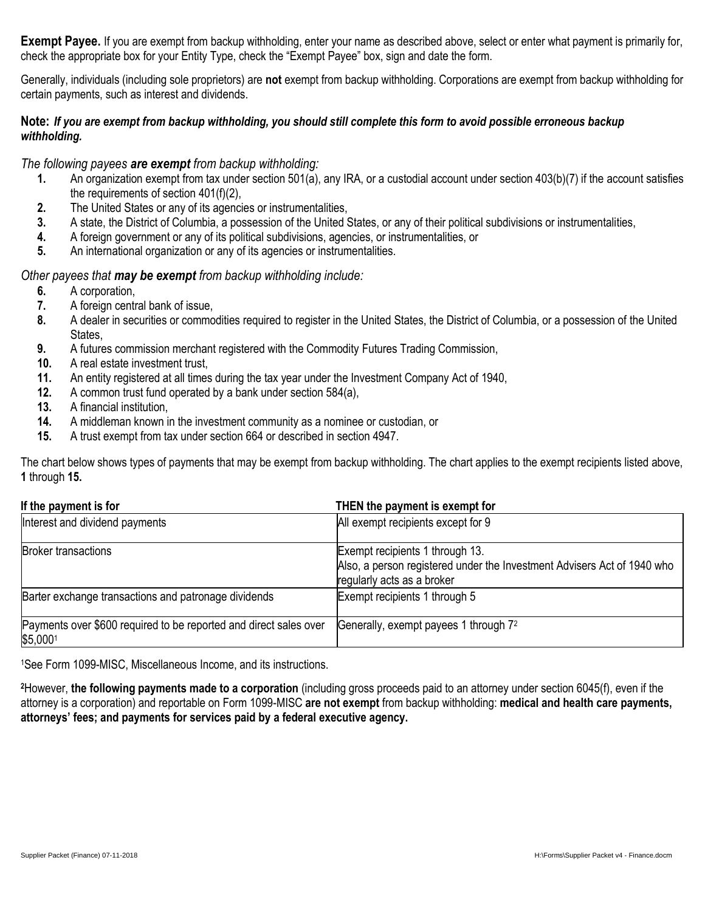**Exempt Payee.** If you are exempt from backup withholding, enter your name as described above, select or enter what payment is primarily for, check the appropriate box for your Entity Type, check the "Exempt Payee" box, sign and date the form.

Generally, individuals (including sole proprietors) are **not** exempt from backup withholding. Corporations are exempt from backup withholding for certain payments, such as interest and dividends.

**Note:** ***If you are exempt from backup withholding, you should still complete this form to avoid possible erroneous backup withholding.***

*The following payees **are exempt** from backup withholding:*

1. An organization exempt from tax under section 501(a), any IRA, or a custodial account under section 403(b)(7) if the account satisfies the requirements of section 401(f)(2),
2. The United States or any of its agencies or instrumentalities,
3. A state, the District of Columbia, a possession of the United States, or any of their political subdivisions or instrumentalities,
4. A foreign government or any of its political subdivisions, agencies, or instrumentalities, or
5. An international organization or any of its agencies or instrumentalities.

*Other payees that **may be exempt** from backup withholding include:*

6. A corporation,
7. A foreign central bank of issue,
8. A dealer in securities or commodities required to register in the United States, the District of Columbia, or a possession of the United States,
9. A futures commission merchant registered with the Commodity Futures Trading Commission,
10. A real estate investment trust,
11. An entity registered at all times during the tax year under the Investment Company Act of 1940,
12. A common trust fund operated by a bank under section 584(a),
13. A financial institution,
14. A middleman known in the investment community as a nominee or custodian, or
15. A trust exempt from tax under section 664 or described in section 4947.

The chart below shows types of payments that may be exempt from backup withholding. The chart applies to the exempt recipients listed above, **1** through **15.**

| If the payment is for | THEN the payment is exempt for |
|---|---|
| Interest and dividend payments | All exempt recipients except for 9 |
| Broker transactions | Exempt recipients 1 through 13. Also, a person registered under the Investment Advisers Act of 1940 who regularly acts as a broker |
| Barter exchange transactions and patronage dividends | Exempt recipients 1 through 5 |
| Payments over $600 required to be reported and direct sales over $5,000[1] | Generally, exempt payees 1 through 7[2] |

[1]See Form 1099-MISC, Miscellaneous Income, and its instructions.

[2]However, **the following payments made to a corporation** (including gross proceeds paid to an attorney under section 6045(f), even if the attorney is a corporation) and reportable on Form 1099-MISC **are not exempt** from backup withholding: **medical and health care payments, attorneys' fees; and payments for services paid by a federal executive agency.**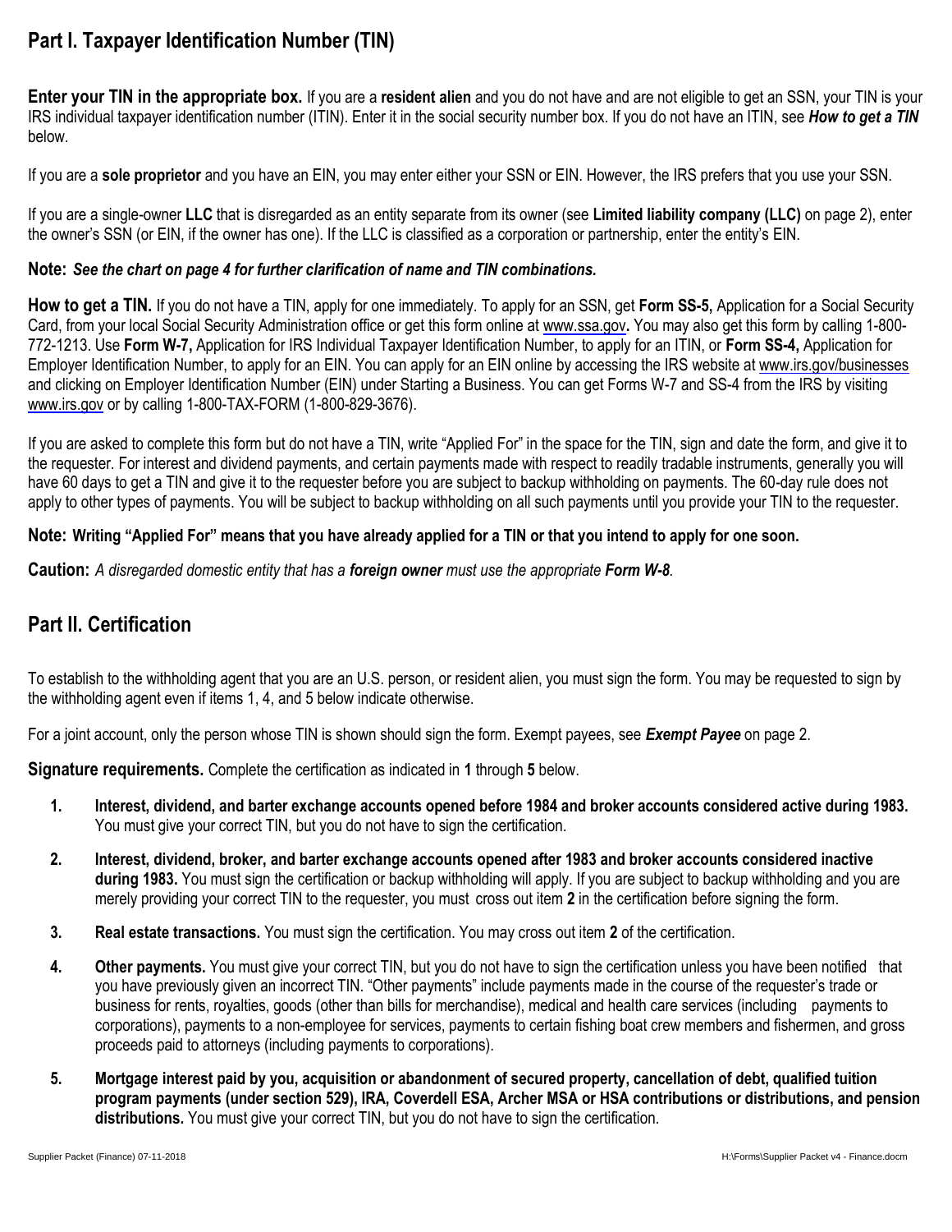## Part I. Taxpayer Identification Number (TIN)

**Enter your TIN in the appropriate box.** If you are a **resident alien** and you do not have and are not eligible to get an SSN, your TIN is your IRS individual taxpayer identification number (ITIN). Enter it in the social security number box. If you do not have an ITIN, see ***How to get a TIN*** below.

If you are a **sole proprietor** and you have an EIN, you may enter either your SSN or EIN. However, the IRS prefers that you use your SSN.

If you are a single-owner **LLC** that is disregarded as an entity separate from its owner (see **Limited liability company (LLC)** on page 2), enter the owner's SSN (or EIN, if the owner has one). If the LLC is classified as a corporation or partnership, enter the entity's EIN.

**Note:** ***See the chart on page 4 for further clarification of name and TIN combinations.***

**How to get a TIN.** If you do not have a TIN, apply for one immediately. To apply for an SSN, get **Form SS-5,** Application for a Social Security Card, from your local Social Security Administration office or get this form online at www.ssa.gov**.** You may also get this form by calling 1-800-772-1213. Use **Form W-7,** Application for IRS Individual Taxpayer Identification Number, to apply for an ITIN, or **Form SS-4,** Application for Employer Identification Number, to apply for an EIN. You can apply for an EIN online by accessing the IRS website at www.irs.gov/businesses and clicking on Employer Identification Number (EIN) under Starting a Business. You can get Forms W-7 and SS-4 from the IRS by visiting www.irs.gov or by calling 1-800-TAX-FORM (1-800-829-3676).

If you are asked to complete this form but do not have a TIN, write "Applied For" in the space for the TIN, sign and date the form, and give it to the requester. For interest and dividend payments, and certain payments made with respect to readily tradable instruments, generally you will have 60 days to get a TIN and give it to the requester before you are subject to backup withholding on payments. The 60-day rule does not apply to other types of payments. You will be subject to backup withholding on all such payments until you provide your TIN to the requester.

**Note: Writing "Applied For" means that you have already applied for a TIN or that you intend to apply for one soon.**

**Caution:** *A disregarded domestic entity that has a **foreign owner** must use the appropriate **Form W-8**.*

## Part II. Certification

To establish to the withholding agent that you are an U.S. person, or resident alien, you must sign the form. You may be requested to sign by the withholding agent even if items 1, 4, and 5 below indicate otherwise.

For a joint account, only the person whose TIN is shown should sign the form. Exempt payees, see ***Exempt Payee*** on page 2.

**Signature requirements.** Complete the certification as indicated in **1** through **5** below.

1. **Interest, dividend, and barter exchange accounts opened before 1984 and broker accounts considered active during 1983.** You must give your correct TIN, but you do not have to sign the certification.
2. **Interest, dividend, broker, and barter exchange accounts opened after 1983 and broker accounts considered inactive during 1983.** You must sign the certification or backup withholding will apply. If you are subject to backup withholding and you are merely providing your correct TIN to the requester, you must cross out item **2** in the certification before signing the form.
3. **Real estate transactions.** You must sign the certification. You may cross out item **2** of the certification.
4. **Other payments.** You must give your correct TIN, but you do not have to sign the certification unless you have been notified that you have previously given an incorrect TIN. "Other payments" include payments made in the course of the requester's trade or business for rents, royalties, goods (other than bills for merchandise), medical and health care services (including payments to corporations), payments to a non-employee for services, payments to certain fishing boat crew members and fishermen, and gross proceeds paid to attorneys (including payments to corporations).
5. **Mortgage interest paid by you, acquisition or abandonment of secured property, cancellation of debt, qualified tuition program payments (under section 529), IRA, Coverdell ESA, Archer MSA or HSA contributions or distributions, and pension distributions.** You must give your correct TIN, but you do not have to sign the certification.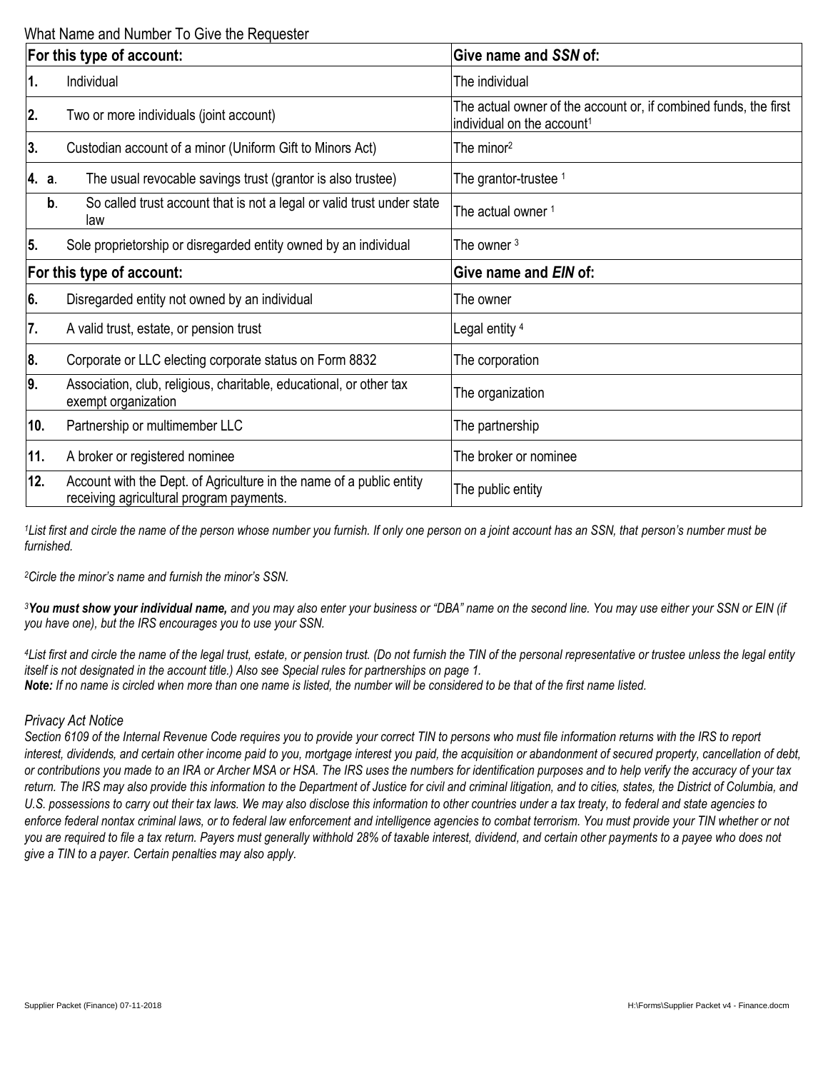What Name and Number To Give the Requester

| For this type of account: | | Give name and *SSN* of: |
|---|---|---|
| 1. | Individual | The individual |
| 2. | Two or more individuals (joint account) | The actual owner of the account or, if combined funds, the first individual on the account[1] |
| 3. | Custodian account of a minor (Uniform Gift to Minors Act) | The minor[2] |
| 4. a. | The usual revocable savings trust (grantor is also trustee) | The grantor-trustee [1] |
| b. | So called trust account that is not a legal or valid trust under state law | The actual owner [1] |
| 5. | Sole proprietorship or disregarded entity owned by an individual | The owner [3] |
| **For this type of account:** | | **Give name and *EIN* of:** |
| 6. | Disregarded entity not owned by an individual | The owner |
| 7. | A valid trust, estate, or pension trust | Legal entity [4] |
| 8. | Corporate or LLC electing corporate status on Form 8832 | The corporation |
| 9. | Association, club, religious, charitable, educational, or other tax exempt organization | The organization |
| 10. | Partnership or multimember LLC | The partnership |
| 11. | A broker or registered nominee | The broker or nominee |
| 12. | Account with the Dept. of Agriculture in the name of a public entity receiving agricultural program payments. | The public entity |

[1]*List first and circle the name of the person whose number you furnish. If only one person on a joint account has an SSN, that person's number must be furnished.*

[2]*Circle the minor's name and furnish the minor's SSN.*

[3]***You must show your individual name,** and you may also enter your business or "DBA" name on the second line. You may use either your SSN or EIN (if you have one), but the IRS encourages you to use your SSN.*

[4]*List first and circle the name of the legal trust, estate, or pension trust. (Do not furnish the TIN of the personal representative or trustee unless the legal entity itself is not designated in the account title.) Also see Special rules for partnerships on page 1.*
***Note:** If no name is circled when more than one name is listed, the number will be considered to be that of the first name listed.*

*Privacy Act Notice*
*Section 6109 of the Internal Revenue Code requires you to provide your correct TIN to persons who must file information returns with the IRS to report interest, dividends, and certain other income paid to you, mortgage interest you paid, the acquisition or abandonment of secured property, cancellation of debt, or contributions you made to an IRA or Archer MSA or HSA. The IRS uses the numbers for identification purposes and to help verify the accuracy of your tax return. The IRS may also provide this information to the Department of Justice for civil and criminal litigation, and to cities, states, the District of Columbia, and U.S. possessions to carry out their tax laws. We may also disclose this information to other countries under a tax treaty, to federal and state agencies to enforce federal nontax criminal laws, or to federal law enforcement and intelligence agencies to combat terrorism. You must provide your TIN whether or not you are required to file a tax return. Payers must generally withhold 28% of taxable interest, dividend, and certain other payments to a payee who does not give a TIN to a payer. Certain penalties may also apply.*